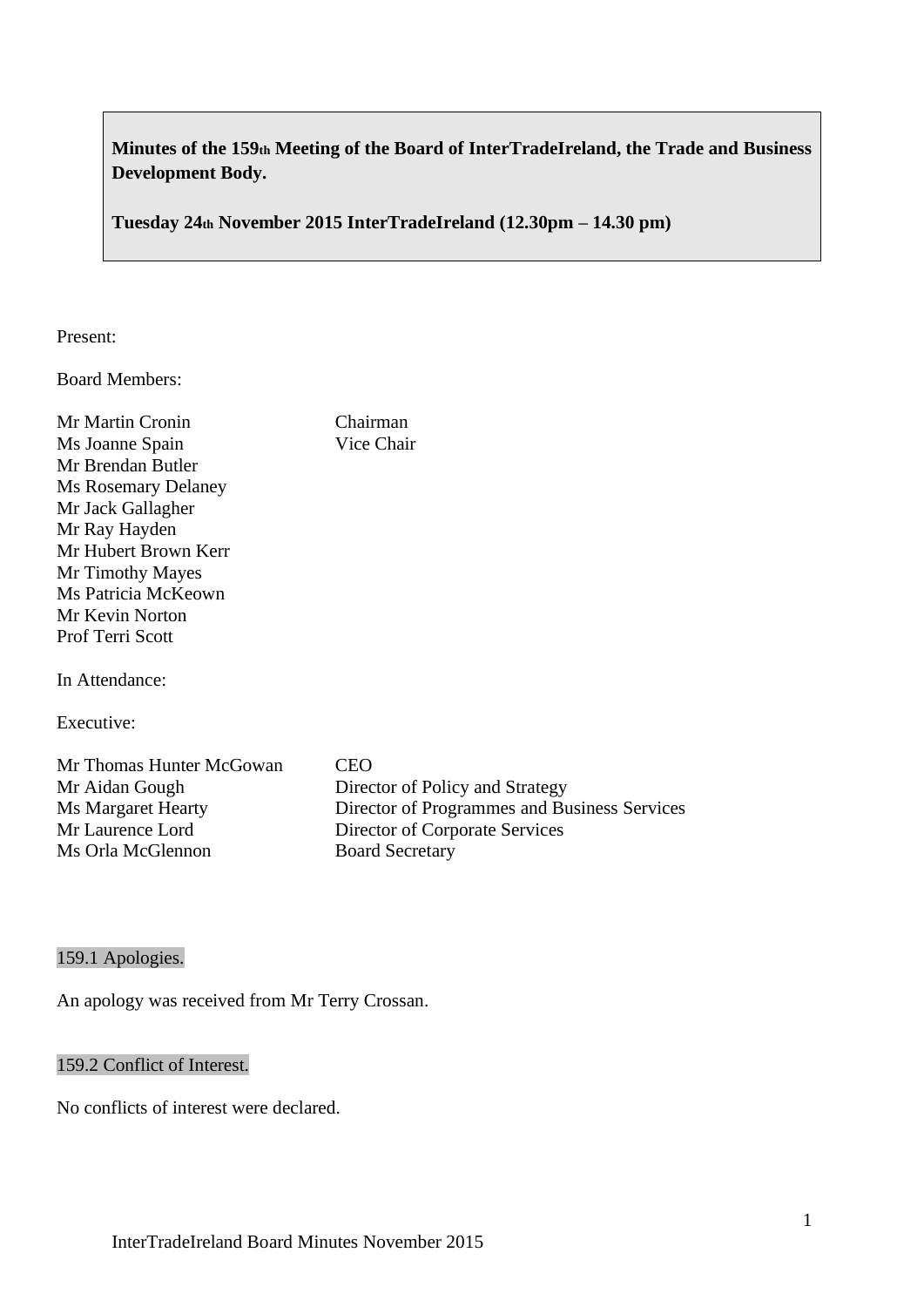**Minutes of the 159th Meeting of the Board of InterTradeIreland, the Trade and Business Development Body.**

**Tuesday 24th November 2015 InterTradeIreland (12.30pm – 14.30 pm)**

Present:

Board Members:

| | |
|---|---|
| Mr Martin Cronin | Chairman |
| Ms Joanne Spain | Vice Chair |
| Mr Brendan Butler | |
| Ms Rosemary Delaney | |
| Mr Jack Gallagher | |
| Mr Ray Hayden | |
| Mr Hubert Brown Kerr | |
| Mr Timothy Mayes | |
| Ms Patricia McKeown | |
| Mr Kevin Norton | |
| Prof Terri Scott | |

In Attendance:

Executive:

| | |
|---|---|
| Mr Thomas Hunter McGowan | CEO |
| Mr Aidan Gough | Director of Policy and Strategy |
| Ms Margaret Hearty | Director of Programmes and Business Services |
| Mr Laurence Lord | Director of Corporate Services |
| Ms Orla McGlennon | Board Secretary |

## 159.1 Apologies.

An apology was received from Mr Terry Crossan.

## 159.2 Conflict of Interest.

No conflicts of interest were declared.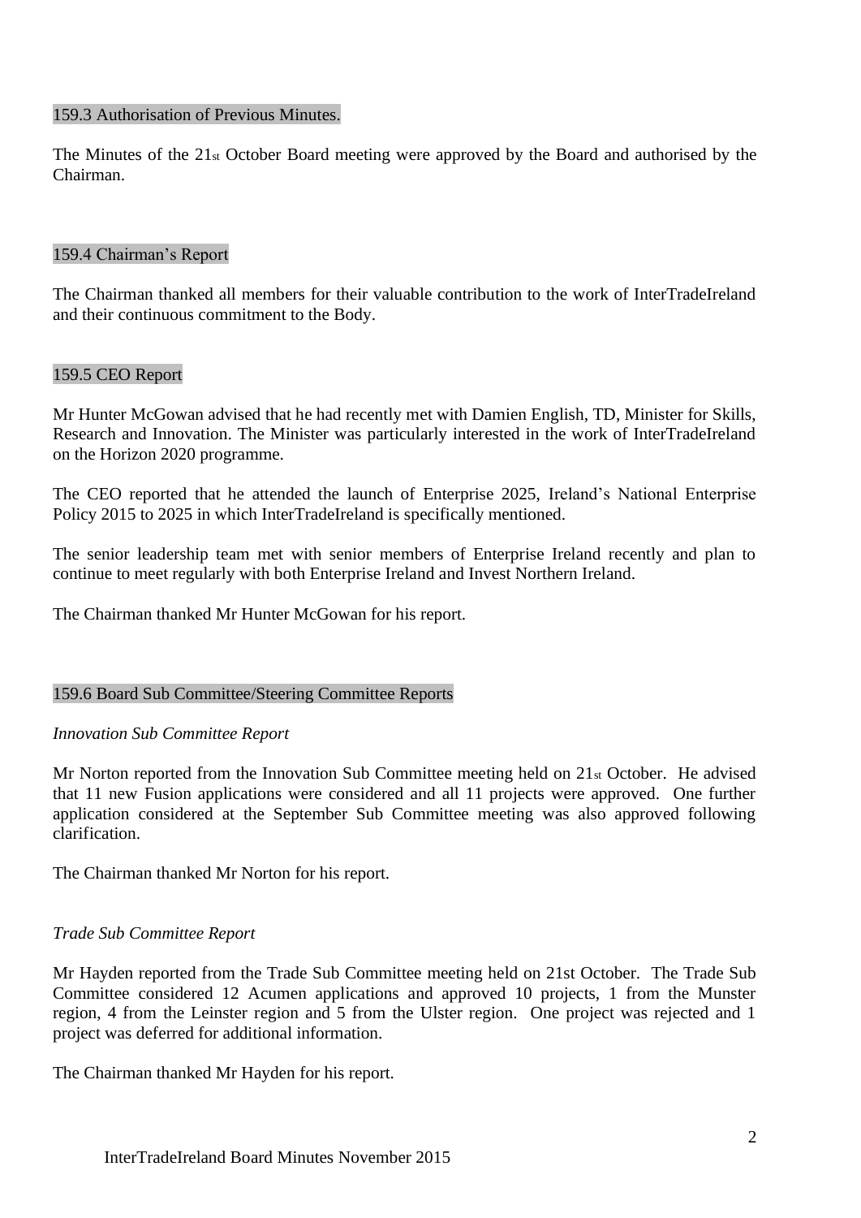### 159.3 Authorisation of Previous Minutes.

The Minutes of the 21st October Board meeting were approved by the Board and authorised by the Chairman.

### 159.4 Chairman's Report

The Chairman thanked all members for their valuable contribution to the work of InterTradeIreland and their continuous commitment to the Body.

### 159.5 CEO Report

Mr Hunter McGowan advised that he had recently met with Damien English, TD, Minister for Skills, Research and Innovation. The Minister was particularly interested in the work of InterTradeIreland on the Horizon 2020 programme.

The CEO reported that he attended the launch of Enterprise 2025, Ireland's National Enterprise Policy 2015 to 2025 in which InterTradeIreland is specifically mentioned.

The senior leadership team met with senior members of Enterprise Ireland recently and plan to continue to meet regularly with both Enterprise Ireland and Invest Northern Ireland.

The Chairman thanked Mr Hunter McGowan for his report.

### 159.6 Board Sub Committee/Steering Committee Reports

*Innovation Sub Committee Report*

Mr Norton reported from the Innovation Sub Committee meeting held on 21st October. He advised that 11 new Fusion applications were considered and all 11 projects were approved. One further application considered at the September Sub Committee meeting was also approved following clarification.

The Chairman thanked Mr Norton for his report.

*Trade Sub Committee Report*

Mr Hayden reported from the Trade Sub Committee meeting held on 21st October. The Trade Sub Committee considered 12 Acumen applications and approved 10 projects, 1 from the Munster region, 4 from the Leinster region and 5 from the Ulster region. One project was rejected and 1 project was deferred for additional information.

The Chairman thanked Mr Hayden for his report.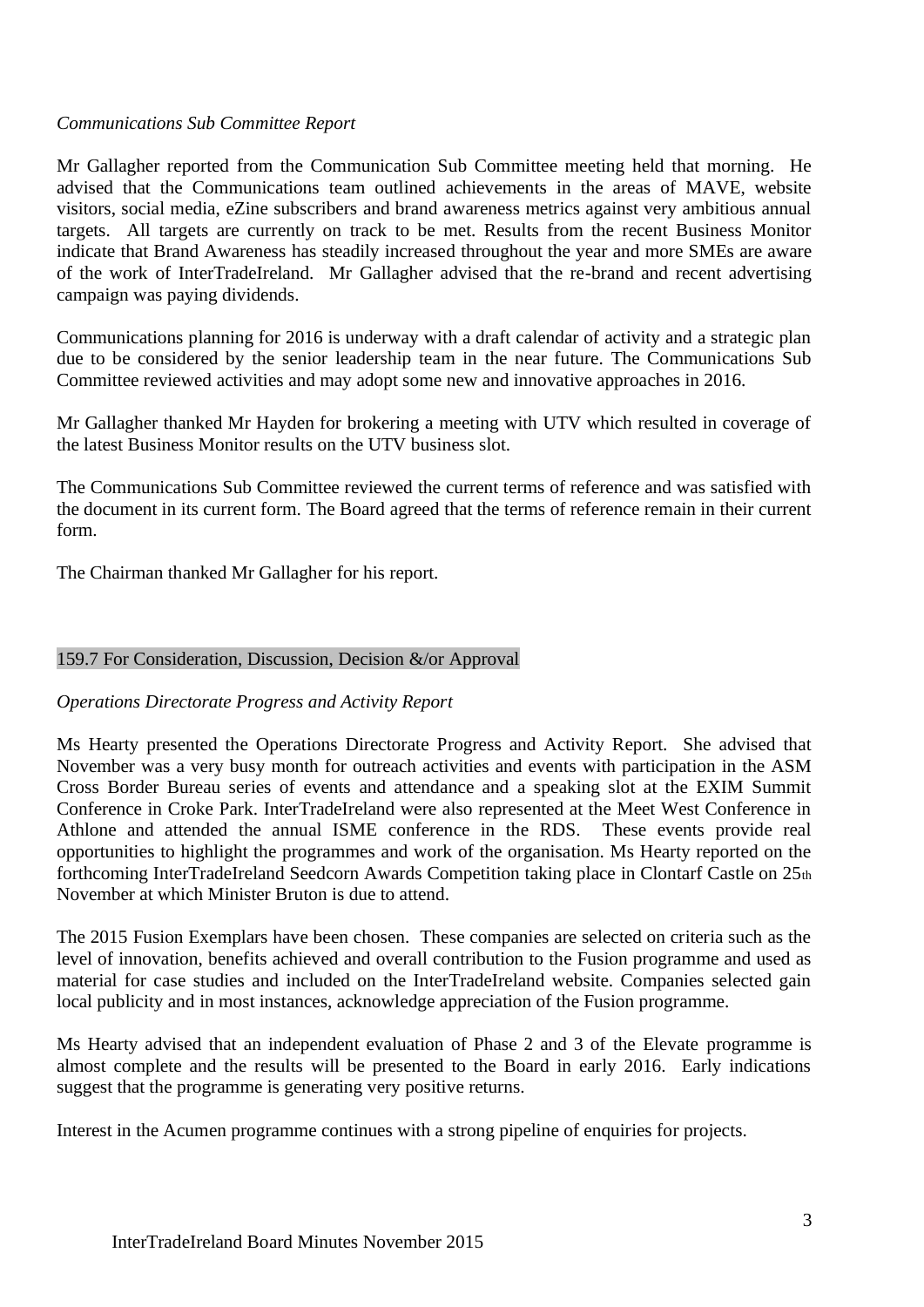*Communications Sub Committee Report*

Mr Gallagher reported from the Communication Sub Committee meeting held that morning. He advised that the Communications team outlined achievements in the areas of MAVE, website visitors, social media, eZine subscribers and brand awareness metrics against very ambitious annual targets. All targets are currently on track to be met. Results from the recent Business Monitor indicate that Brand Awareness has steadily increased throughout the year and more SMEs are aware of the work of InterTradeIreland. Mr Gallagher advised that the re-brand and recent advertising campaign was paying dividends.

Communications planning for 2016 is underway with a draft calendar of activity and a strategic plan due to be considered by the senior leadership team in the near future. The Communications Sub Committee reviewed activities and may adopt some new and innovative approaches in 2016.

Mr Gallagher thanked Mr Hayden for brokering a meeting with UTV which resulted in coverage of the latest Business Monitor results on the UTV business slot.

The Communications Sub Committee reviewed the current terms of reference and was satisfied with the document in its current form. The Board agreed that the terms of reference remain in their current form.

The Chairman thanked Mr Gallagher for his report.

## 159.7 For Consideration, Discussion, Decision &/or Approval

*Operations Directorate Progress and Activity Report*

Ms Hearty presented the Operations Directorate Progress and Activity Report. She advised that November was a very busy month for outreach activities and events with participation in the ASM Cross Border Bureau series of events and attendance and a speaking slot at the EXIM Summit Conference in Croke Park. InterTradeIreland were also represented at the Meet West Conference in Athlone and attended the annual ISME conference in the RDS. These events provide real opportunities to highlight the programmes and work of the organisation. Ms Hearty reported on the forthcoming InterTradeIreland Seedcorn Awards Competition taking place in Clontarf Castle on 25th November at which Minister Bruton is due to attend.

The 2015 Fusion Exemplars have been chosen. These companies are selected on criteria such as the level of innovation, benefits achieved and overall contribution to the Fusion programme and used as material for case studies and included on the InterTradeIreland website. Companies selected gain local publicity and in most instances, acknowledge appreciation of the Fusion programme.

Ms Hearty advised that an independent evaluation of Phase 2 and 3 of the Elevate programme is almost complete and the results will be presented to the Board in early 2016. Early indications suggest that the programme is generating very positive returns.

Interest in the Acumen programme continues with a strong pipeline of enquiries for projects.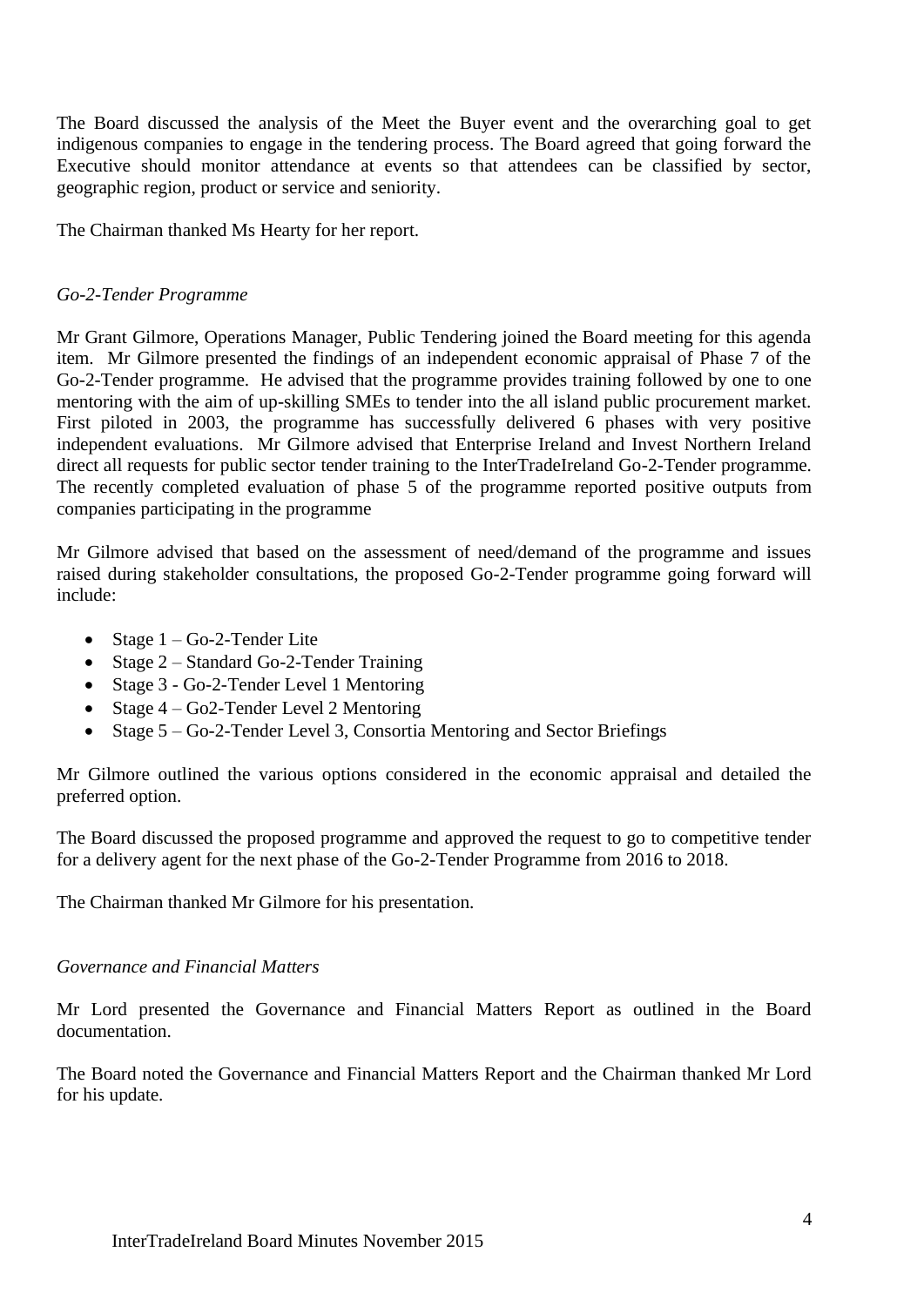The Board discussed the analysis of the Meet the Buyer event and the overarching goal to get indigenous companies to engage in the tendering process. The Board agreed that going forward the Executive should monitor attendance at events so that attendees can be classified by sector, geographic region, product or service and seniority.

The Chairman thanked Ms Hearty for her report.

*Go-2-Tender Programme*

Mr Grant Gilmore, Operations Manager, Public Tendering joined the Board meeting for this agenda item. Mr Gilmore presented the findings of an independent economic appraisal of Phase 7 of the Go-2-Tender programme. He advised that the programme provides training followed by one to one mentoring with the aim of up-skilling SMEs to tender into the all island public procurement market. First piloted in 2003, the programme has successfully delivered 6 phases with very positive independent evaluations. Mr Gilmore advised that Enterprise Ireland and Invest Northern Ireland direct all requests for public sector tender training to the InterTradeIreland Go-2-Tender programme. The recently completed evaluation of phase 5 of the programme reported positive outputs from companies participating in the programme

Mr Gilmore advised that based on the assessment of need/demand of the programme and issues raised during stakeholder consultations, the proposed Go-2-Tender programme going forward will include:

- Stage 1 – Go-2-Tender Lite
- Stage 2 – Standard Go-2-Tender Training
- Stage 3 - Go-2-Tender Level 1 Mentoring
- Stage 4 – Go2-Tender Level 2 Mentoring
- Stage 5 – Go-2-Tender Level 3, Consortia Mentoring and Sector Briefings

Mr Gilmore outlined the various options considered in the economic appraisal and detailed the preferred option.

The Board discussed the proposed programme and approved the request to go to competitive tender for a delivery agent for the next phase of the Go-2-Tender Programme from 2016 to 2018.

The Chairman thanked Mr Gilmore for his presentation.

*Governance and Financial Matters*

Mr Lord presented the Governance and Financial Matters Report as outlined in the Board documentation.

The Board noted the Governance and Financial Matters Report and the Chairman thanked Mr Lord for his update.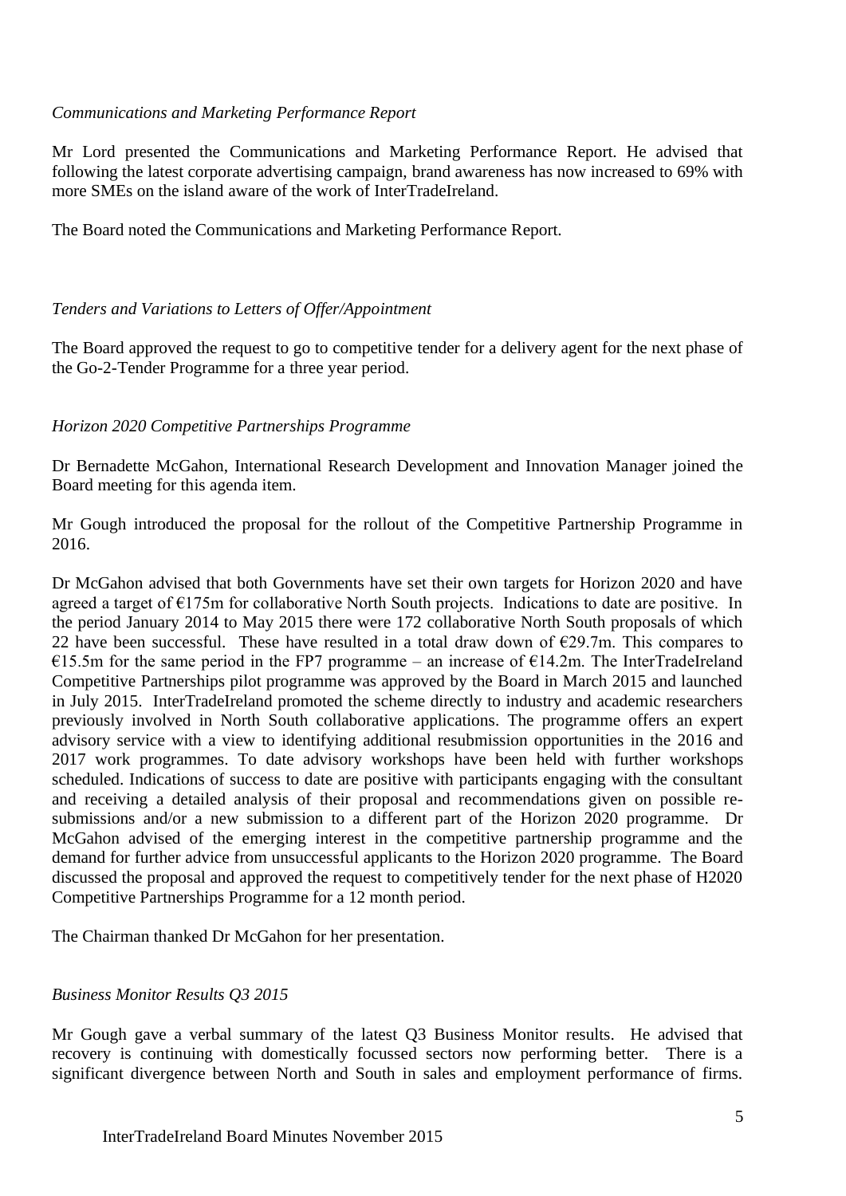*Communications and Marketing Performance Report*

Mr Lord presented the Communications and Marketing Performance Report. He advised that following the latest corporate advertising campaign, brand awareness has now increased to 69% with more SMEs on the island aware of the work of InterTradeIreland.

The Board noted the Communications and Marketing Performance Report.

*Tenders and Variations to Letters of Offer/Appointment*

The Board approved the request to go to competitive tender for a delivery agent for the next phase of the Go-2-Tender Programme for a three year period.

*Horizon 2020 Competitive Partnerships Programme*

Dr Bernadette McGahon, International Research Development and Innovation Manager joined the Board meeting for this agenda item.

Mr Gough introduced the proposal for the rollout of the Competitive Partnership Programme in 2016.

Dr McGahon advised that both Governments have set their own targets for Horizon 2020 and have agreed a target of €175m for collaborative North South projects. Indications to date are positive. In the period January 2014 to May 2015 there were 172 collaborative North South proposals of which 22 have been successful. These have resulted in a total draw down of €29.7m. This compares to €15.5m for the same period in the FP7 programme – an increase of €14.2m. The InterTradeIreland Competitive Partnerships pilot programme was approved by the Board in March 2015 and launched in July 2015. InterTradeIreland promoted the scheme directly to industry and academic researchers previously involved in North South collaborative applications. The programme offers an expert advisory service with a view to identifying additional resubmission opportunities in the 2016 and 2017 work programmes. To date advisory workshops have been held with further workshops scheduled. Indications of success to date are positive with participants engaging with the consultant and receiving a detailed analysis of their proposal and recommendations given on possible re-submissions and/or a new submission to a different part of the Horizon 2020 programme. Dr McGahon advised of the emerging interest in the competitive partnership programme and the demand for further advice from unsuccessful applicants to the Horizon 2020 programme. The Board discussed the proposal and approved the request to competitively tender for the next phase of H2020 Competitive Partnerships Programme for a 12 month period.

The Chairman thanked Dr McGahon for her presentation.

*Business Monitor Results Q3 2015*

Mr Gough gave a verbal summary of the latest Q3 Business Monitor results. He advised that recovery is continuing with domestically focussed sectors now performing better. There is a significant divergence between North and South in sales and employment performance of firms.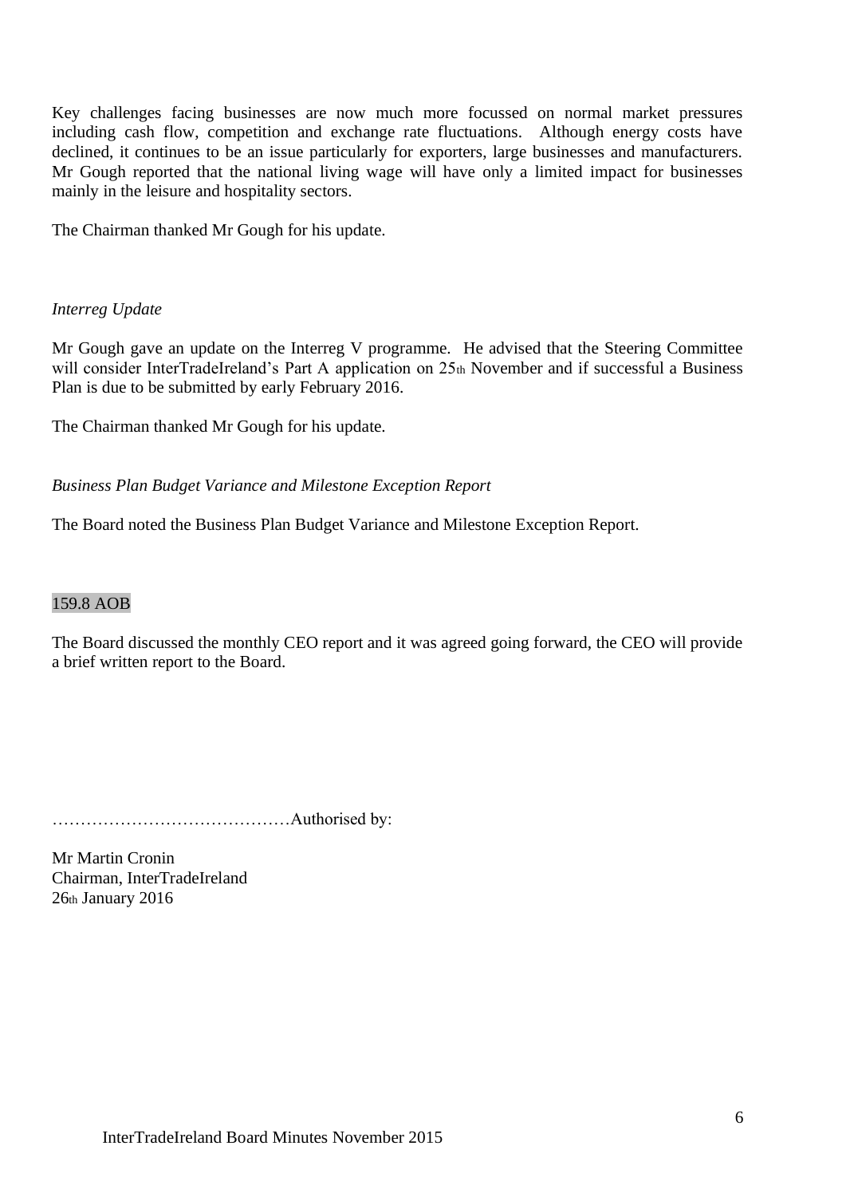Key challenges facing businesses are now much more focussed on normal market pressures including cash flow, competition and exchange rate fluctuations. Although energy costs have declined, it continues to be an issue particularly for exporters, large businesses and manufacturers. Mr Gough reported that the national living wage will have only a limited impact for businesses mainly in the leisure and hospitality sectors.

The Chairman thanked Mr Gough for his update.

*Interreg Update*

Mr Gough gave an update on the Interreg V programme. He advised that the Steering Committee will consider InterTradeIreland's Part A application on 25th November and if successful a Business Plan is due to be submitted by early February 2016.

The Chairman thanked Mr Gough for his update.

*Business Plan Budget Variance and Milestone Exception Report*

The Board noted the Business Plan Budget Variance and Milestone Exception Report.

### 159.8 AOB

The Board discussed the monthly CEO report and it was agreed going forward, the CEO will provide a brief written report to the Board.

……………………………………Authorised by:

Mr Martin Cronin
Chairman, InterTradeIreland
26th January 2016